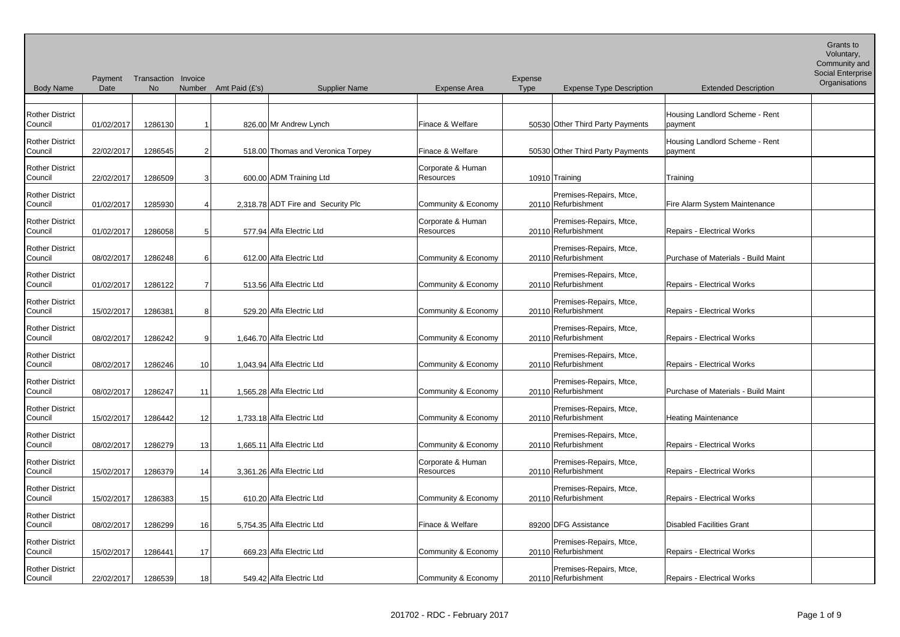| Body Name | Payment Date | Transaction No | Invoice Number | Amt Paid (£'s) | Supplier Name | Expense Area | Expense Type | Expense Type Description | Extended Description | Grants to Voluntary, Community and Social Enterprise Organisations |
|---|---|---|---|---|---|---|---|---|---|---|
| Rother District Council | 01/02/2017 | 1286130 | 1 | 826.00 | Mr Andrew Lynch | Finace & Welfare | 50530 | Other Third Party Payments | Housing Landlord Scheme - Rent payment | |
| Rother District Council | 22/02/2017 | 1286545 | 2 | 518.00 | Thomas and Veronica Torpey | Finace & Welfare | 50530 | Other Third Party Payments | Housing Landlord Scheme - Rent payment | |
| Rother District Council | 22/02/2017 | 1286509 | 3 | 600.00 | ADM Training Ltd | Corporate & Human Resources | 10910 | Training | Training | |
| Rother District Council | 01/02/2017 | 1285930 | 4 | 2,318.78 | ADT Fire and Security Plc | Community & Economy | 20110 | Premises-Repairs, Mtce, Refurbishment | Fire Alarm System Maintenance | |
| Rother District Council | 01/02/2017 | 1286058 | 5 | 577.94 | Alfa Electric Ltd | Corporate & Human Resources | 20110 | Premises-Repairs, Mtce, Refurbishment | Repairs - Electrical Works | |
| Rother District Council | 08/02/2017 | 1286248 | 6 | 612.00 | Alfa Electric Ltd | Community & Economy | 20110 | Premises-Repairs, Mtce, Refurbishment | Purchase of Materials - Build Maint | |
| Rother District Council | 01/02/2017 | 1286122 | 7 | 513.56 | Alfa Electric Ltd | Community & Economy | 20110 | Premises-Repairs, Mtce, Refurbishment | Repairs - Electrical Works | |
| Rother District Council | 15/02/2017 | 1286381 | 8 | 529.20 | Alfa Electric Ltd | Community & Economy | 20110 | Premises-Repairs, Mtce, Refurbishment | Repairs - Electrical Works | |
| Rother District Council | 08/02/2017 | 1286242 | 9 | 1,646.70 | Alfa Electric Ltd | Community & Economy | 20110 | Premises-Repairs, Mtce, Refurbishment | Repairs - Electrical Works | |
| Rother District Council | 08/02/2017 | 1286246 | 10 | 1,043.94 | Alfa Electric Ltd | Community & Economy | 20110 | Premises-Repairs, Mtce, Refurbishment | Repairs - Electrical Works | |
| Rother District Council | 08/02/2017 | 1286247 | 11 | 1,565.28 | Alfa Electric Ltd | Community & Economy | 20110 | Premises-Repairs, Mtce, Refurbishment | Purchase of Materials - Build Maint | |
| Rother District Council | 15/02/2017 | 1286442 | 12 | 1,733.18 | Alfa Electric Ltd | Community & Economy | 20110 | Premises-Repairs, Mtce, Refurbishment | Heating Maintenance | |
| Rother District Council | 08/02/2017 | 1286279 | 13 | 1,665.11 | Alfa Electric Ltd | Community & Economy | 20110 | Premises-Repairs, Mtce, Refurbishment | Repairs - Electrical Works | |
| Rother District Council | 15/02/2017 | 1286379 | 14 | 3,361.26 | Alfa Electric Ltd | Corporate & Human Resources | 20110 | Premises-Repairs, Mtce, Refurbishment | Repairs - Electrical Works | |
| Rother District Council | 15/02/2017 | 1286383 | 15 | 610.20 | Alfa Electric Ltd | Community & Economy | 20110 | Premises-Repairs, Mtce, Refurbishment | Repairs - Electrical Works | |
| Rother District Council | 08/02/2017 | 1286299 | 16 | 5,754.35 | Alfa Electric Ltd | Finace & Welfare | 89200 | DFG Assistance | Disabled Facilities Grant | |
| Rother District Council | 15/02/2017 | 1286441 | 17 | 669.23 | Alfa Electric Ltd | Community & Economy | 20110 | Premises-Repairs, Mtce, Refurbishment | Repairs - Electrical Works | |
| Rother District Council | 22/02/2017 | 1286539 | 18 | 549.42 | Alfa Electric Ltd | Community & Economy | 20110 | Premises-Repairs, Mtce, Refurbishment | Repairs - Electrical Works | |

201702 - RDC - February 2017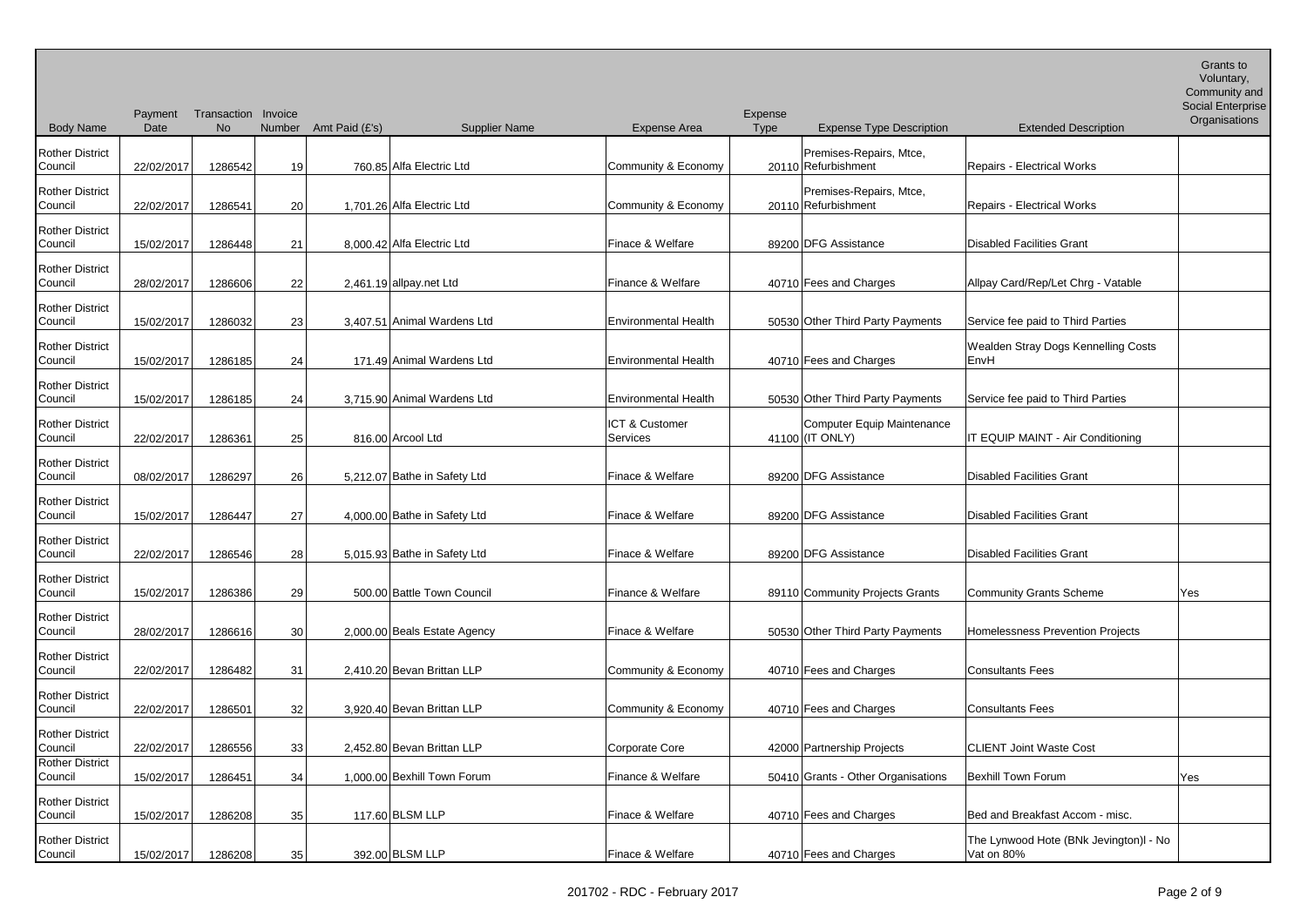| Body Name | Payment Date | Transaction No | Invoice Number | Amt Paid (£'s) | Supplier Name | Expense Area | Expense Type | Expense Type Description | Extended Description | Grants to Voluntary, Community and Social Enterprise Organisations |
|---|---|---|---|---|---|---|---|---|---|---|
| Rother District Council | 22/02/2017 | 1286542 | 19 | 760.85 | Alfa Electric Ltd | Community & Economy | 20110 | Premises-Repairs, Mtce, Refurbishment | Repairs - Electrical Works | |
| Rother District Council | 22/02/2017 | 1286541 | 20 | 1,701.26 | Alfa Electric Ltd | Community & Economy | 20110 | Premises-Repairs, Mtce, Refurbishment | Repairs - Electrical Works | |
| Rother District Council | 15/02/2017 | 1286448 | 21 | 8,000.42 | Alfa Electric Ltd | Finace & Welfare | 89200 | DFG Assistance | Disabled Facilities Grant | |
| Rother District Council | 28/02/2017 | 1286606 | 22 | 2,461.19 | allpay.net Ltd | Finance & Welfare | 40710 | Fees and Charges | Allpay Card/Rep/Let Chrg - Vatable | |
| Rother District Council | 15/02/2017 | 1286032 | 23 | 3,407.51 | Animal Wardens Ltd | Environmental Health | 50530 | Other Third Party Payments | Service fee paid to Third Parties | |
| Rother District Council | 15/02/2017 | 1286185 | 24 | 171.49 | Animal Wardens Ltd | Environmental Health | 40710 | Fees and Charges | Wealden Stray Dogs Kennelling Costs EnvH | |
| Rother District Council | 15/02/2017 | 1286185 | 24 | 3,715.90 | Animal Wardens Ltd | Environmental Health | 50530 | Other Third Party Payments | Service fee paid to Third Parties | |
| Rother District Council | 22/02/2017 | 1286361 | 25 | 816.00 | Arcool Ltd | ICT & Customer Services | 41100 | Computer Equip Maintenance (IT ONLY) | IT EQUIP MAINT - Air Conditioning | |
| Rother District Council | 08/02/2017 | 1286297 | 26 | 5,212.07 | Bathe in Safety Ltd | Finace & Welfare | 89200 | DFG Assistance | Disabled Facilities Grant | |
| Rother District Council | 15/02/2017 | 1286447 | 27 | 4,000.00 | Bathe in Safety Ltd | Finace & Welfare | 89200 | DFG Assistance | Disabled Facilities Grant | |
| Rother District Council | 22/02/2017 | 1286546 | 28 | 5,015.93 | Bathe in Safety Ltd | Finace & Welfare | 89200 | DFG Assistance | Disabled Facilities Grant | |
| Rother District Council | 15/02/2017 | 1286386 | 29 | 500.00 | Battle Town Council | Finance & Welfare | 89110 | Community Projects Grants | Community Grants Scheme | Yes |
| Rother District Council | 28/02/2017 | 1286616 | 30 | 2,000.00 | Beals Estate Agency | Finace & Welfare | 50530 | Other Third Party Payments | Homelessness Prevention Projects | |
| Rother District Council | 22/02/2017 | 1286482 | 31 | 2,410.20 | Bevan Brittan LLP | Community & Economy | 40710 | Fees and Charges | Consultants Fees | |
| Rother District Council | 22/02/2017 | 1286501 | 32 | 3,920.40 | Bevan Brittan LLP | Community & Economy | 40710 | Fees and Charges | Consultants Fees | |
| Rother District Council | 22/02/2017 | 1286556 | 33 | 2,452.80 | Bevan Brittan LLP | Corporate Core | 42000 | Partnership Projects | CLIENT Joint Waste Cost | |
| Rother District Council | 15/02/2017 | 1286451 | 34 | 1,000.00 | Bexhill Town Forum | Finance & Welfare | 50410 | Grants - Other Organisations | Bexhill Town Forum | Yes |
| Rother District Council | 15/02/2017 | 1286208 | 35 | 117.60 | BLSM LLP | Finace & Welfare | 40710 | Fees and Charges | Bed and Breakfast Accom - misc. | |
| Rother District Council | 15/02/2017 | 1286208 | 35 | 392.00 | BLSM LLP | Finace & Welfare | 40710 | Fees and Charges | The Lynwood Hote (BNk Jevington)l - No Vat on 80% | |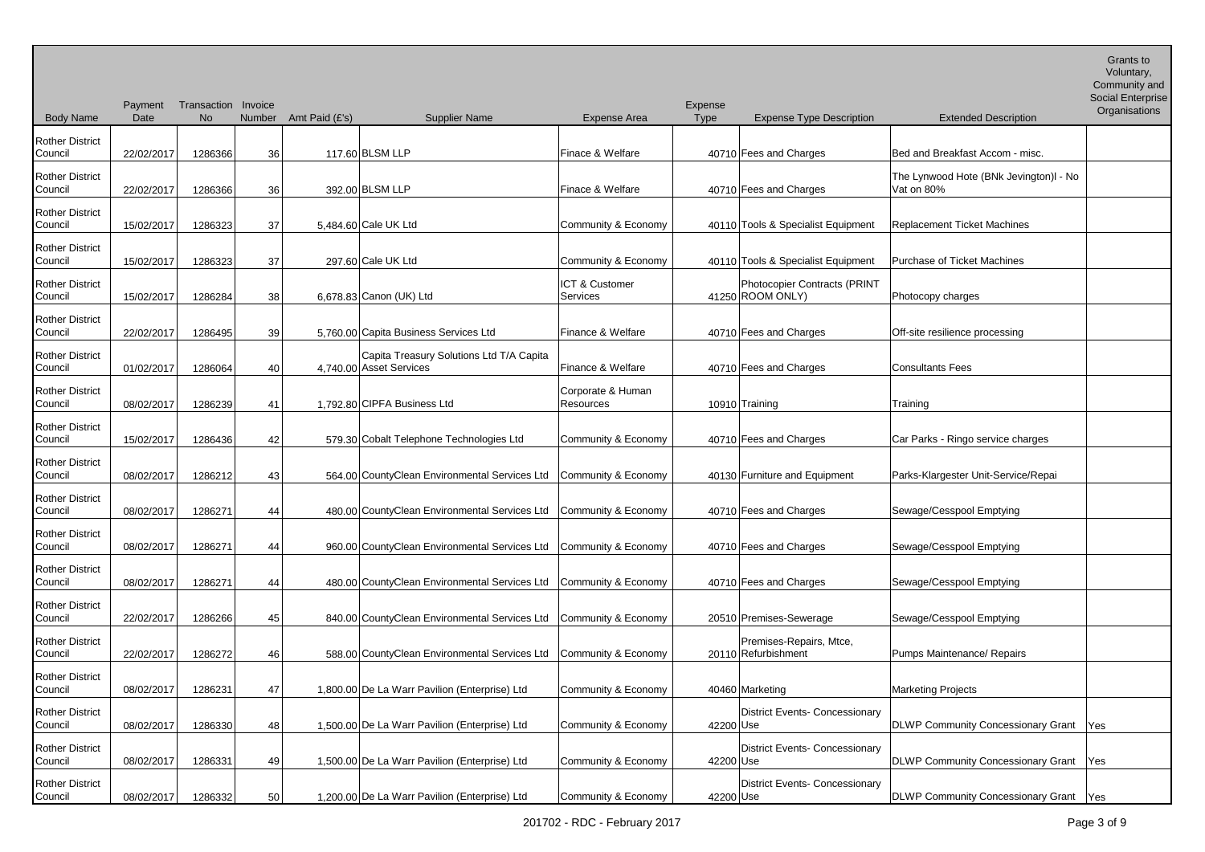| Body Name | Payment Date | Transaction No | Invoice Number | Amt Paid (£'s) | Supplier Name | Expense Area | Expense Type | Expense Type Description | Extended Description | Grants to Voluntary, Community and Social Enterprise Organisations |
|---|---|---|---|---|---|---|---|---|---|---|
| Rother District Council | 22/02/2017 | 1286366 | 36 | 117.60 | BLSM LLP | Finace & Welfare | 40710 | Fees and Charges | Bed and Breakfast Accom - misc. | |
| Rother District Council | 22/02/2017 | 1286366 | 36 | 392.00 | BLSM LLP | Finace & Welfare | 40710 | Fees and Charges | The Lynwood Hote (BNk Jevington)l - No Vat on 80% | |
| Rother District Council | 15/02/2017 | 1286323 | 37 | 5,484.60 | Cale UK Ltd | Community & Economy | 40110 | Tools & Specialist Equipment | Replacement Ticket Machines | |
| Rother District Council | 15/02/2017 | 1286323 | 37 | 297.60 | Cale UK Ltd | Community & Economy | 40110 | Tools & Specialist Equipment | Purchase of Ticket Machines | |
| Rother District Council | 15/02/2017 | 1286284 | 38 | 6,678.83 | Canon (UK) Ltd | ICT & Customer Services | 41250 | Photocopier Contracts (PRINT ROOM ONLY) | Photocopy charges | |
| Rother District Council | 22/02/2017 | 1286495 | 39 | 5,760.00 | Capita Business Services Ltd | Finance & Welfare | 40710 | Fees and Charges | Off-site resilience processing | |
| Rother District Council | 01/02/2017 | 1286064 | 40 | 4,740.00 | Capita Treasury Solutions Ltd T/A Capita Asset Services | Finance & Welfare | 40710 | Fees and Charges | Consultants Fees | |
| Rother District Council | 08/02/2017 | 1286239 | 41 | 1,792.80 | CIPFA Business Ltd | Corporate & Human Resources | 10910 | Training | Training | |
| Rother District Council | 15/02/2017 | 1286436 | 42 | 579.30 | Cobalt Telephone Technologies Ltd | Community & Economy | 40710 | Fees and Charges | Car Parks - Ringo service charges | |
| Rother District Council | 08/02/2017 | 1286212 | 43 | 564.00 | CountyClean Environmental Services Ltd | Community & Economy | 40130 | Furniture and Equipment | Parks-Klargester Unit-Service/Repai | |
| Rother District Council | 08/02/2017 | 1286271 | 44 | 480.00 | CountyClean Environmental Services Ltd | Community & Economy | 40710 | Fees and Charges | Sewage/Cesspool Emptying | |
| Rother District Council | 08/02/2017 | 1286271 | 44 | 960.00 | CountyClean Environmental Services Ltd | Community & Economy | 40710 | Fees and Charges | Sewage/Cesspool Emptying | |
| Rother District Council | 08/02/2017 | 1286271 | 44 | 480.00 | CountyClean Environmental Services Ltd | Community & Economy | 40710 | Fees and Charges | Sewage/Cesspool Emptying | |
| Rother District Council | 22/02/2017 | 1286266 | 45 | 840.00 | CountyClean Environmental Services Ltd | Community & Economy | 20510 | Premises-Sewerage | Sewage/Cesspool Emptying | |
| Rother District Council | 22/02/2017 | 1286272 | 46 | 588.00 | CountyClean Environmental Services Ltd | Community & Economy | 20110 | Premises-Repairs, Mtce, Refurbishment | Pumps Maintenance/ Repairs | |
| Rother District Council | 08/02/2017 | 1286231 | 47 | 1,800.00 | De La Warr Pavilion (Enterprise) Ltd | Community & Economy | 40460 | Marketing | Marketing Projects | |
| Rother District Council | 08/02/2017 | 1286330 | 48 | 1,500.00 | De La Warr Pavilion (Enterprise) Ltd | Community & Economy | 42200 | District Events- Concessionary Use | DLWP Community Concessionary Grant | Yes |
| Rother District Council | 08/02/2017 | 1286331 | 49 | 1,500.00 | De La Warr Pavilion (Enterprise) Ltd | Community & Economy | 42200 | District Events- Concessionary Use | DLWP Community Concessionary Grant | Yes |
| Rother District Council | 08/02/2017 | 1286332 | 50 | 1,200.00 | De La Warr Pavilion (Enterprise) Ltd | Community & Economy | 42200 | District Events- Concessionary Use | DLWP Community Concessionary Grant | Yes |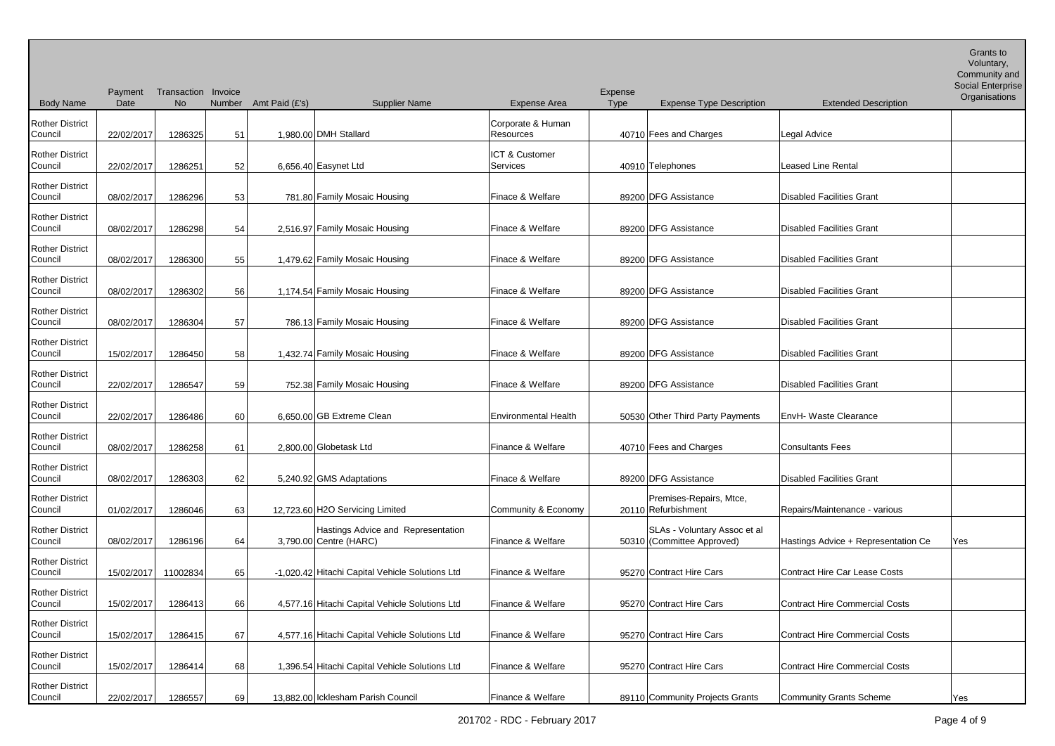| Body Name | Payment Date | Transaction No | Invoice Number | Amt Paid (£'s) | Supplier Name | Expense Area | Expense Type | Expense Type Description | Extended Description | Grants to Voluntary, Community and Social Enterprise Organisations |
|---|---|---|---|---|---|---|---|---|---|---|
| Rother District Council | 22/02/2017 | 1286325 | 51 | 1,980.00 | DMH Stallard | Corporate & Human Resources | 40710 | Fees and Charges | Legal Advice | |
| Rother District Council | 22/02/2017 | 1286251 | 52 | 6,656.40 | Easynet Ltd | ICT & Customer Services | 40910 | Telephones | Leased Line Rental | |
| Rother District Council | 08/02/2017 | 1286296 | 53 | 781.80 | Family Mosaic Housing | Finace & Welfare | 89200 | DFG Assistance | Disabled Facilities Grant | |
| Rother District Council | 08/02/2017 | 1286298 | 54 | 2,516.97 | Family Mosaic Housing | Finace & Welfare | 89200 | DFG Assistance | Disabled Facilities Grant | |
| Rother District Council | 08/02/2017 | 1286300 | 55 | 1,479.62 | Family Mosaic Housing | Finace & Welfare | 89200 | DFG Assistance | Disabled Facilities Grant | |
| Rother District Council | 08/02/2017 | 1286302 | 56 | 1,174.54 | Family Mosaic Housing | Finace & Welfare | 89200 | DFG Assistance | Disabled Facilities Grant | |
| Rother District Council | 08/02/2017 | 1286304 | 57 | 786.13 | Family Mosaic Housing | Finace & Welfare | 89200 | DFG Assistance | Disabled Facilities Grant | |
| Rother District Council | 15/02/2017 | 1286450 | 58 | 1,432.74 | Family Mosaic Housing | Finace & Welfare | 89200 | DFG Assistance | Disabled Facilities Grant | |
| Rother District Council | 22/02/2017 | 1286547 | 59 | 752.38 | Family Mosaic Housing | Finace & Welfare | 89200 | DFG Assistance | Disabled Facilities Grant | |
| Rother District Council | 22/02/2017 | 1286486 | 60 | 6,650.00 | GB Extreme Clean | Environmental Health | 50530 | Other Third Party Payments | EnvH- Waste Clearance | |
| Rother District Council | 08/02/2017 | 1286258 | 61 | 2,800.00 | Globetask Ltd | Finance & Welfare | 40710 | Fees and Charges | Consultants Fees | |
| Rother District Council | 08/02/2017 | 1286303 | 62 | 5,240.92 | GMS Adaptations | Finace & Welfare | 89200 | DFG Assistance | Disabled Facilities Grant | |
| Rother District Council | 01/02/2017 | 1286046 | 63 | 12,723.60 | H2O Servicing Limited | Community & Economy | 20110 | Premises-Repairs, Mtce, Refurbishment | Repairs/Maintenance - various | |
| Rother District Council | 08/02/2017 | 1286196 | 64 | 3,790.00 | Hastings Advice and Representation Centre (HARC) | Finance & Welfare | 50310 | SLAs - Voluntary Assoc et al (Committee Approved) | Hastings Advice + Representation Ce | Yes |
| Rother District Council | 15/02/2017 | 11002834 | 65 | -1,020.42 | Hitachi Capital Vehicle Solutions Ltd | Finance & Welfare | 95270 | Contract Hire Cars | Contract Hire Car Lease Costs | |
| Rother District Council | 15/02/2017 | 1286413 | 66 | 4,577.16 | Hitachi Capital Vehicle Solutions Ltd | Finance & Welfare | 95270 | Contract Hire Cars | Contract Hire Commercial Costs | |
| Rother District Council | 15/02/2017 | 1286415 | 67 | 4,577.16 | Hitachi Capital Vehicle Solutions Ltd | Finance & Welfare | 95270 | Contract Hire Cars | Contract Hire Commercial Costs | |
| Rother District Council | 15/02/2017 | 1286414 | 68 | 1,396.54 | Hitachi Capital Vehicle Solutions Ltd | Finance & Welfare | 95270 | Contract Hire Cars | Contract Hire Commercial Costs | |
| Rother District Council | 22/02/2017 | 1286557 | 69 | 13,882.00 | Icklesham Parish Council | Finance & Welfare | 89110 | Community Projects Grants | Community Grants Scheme | Yes |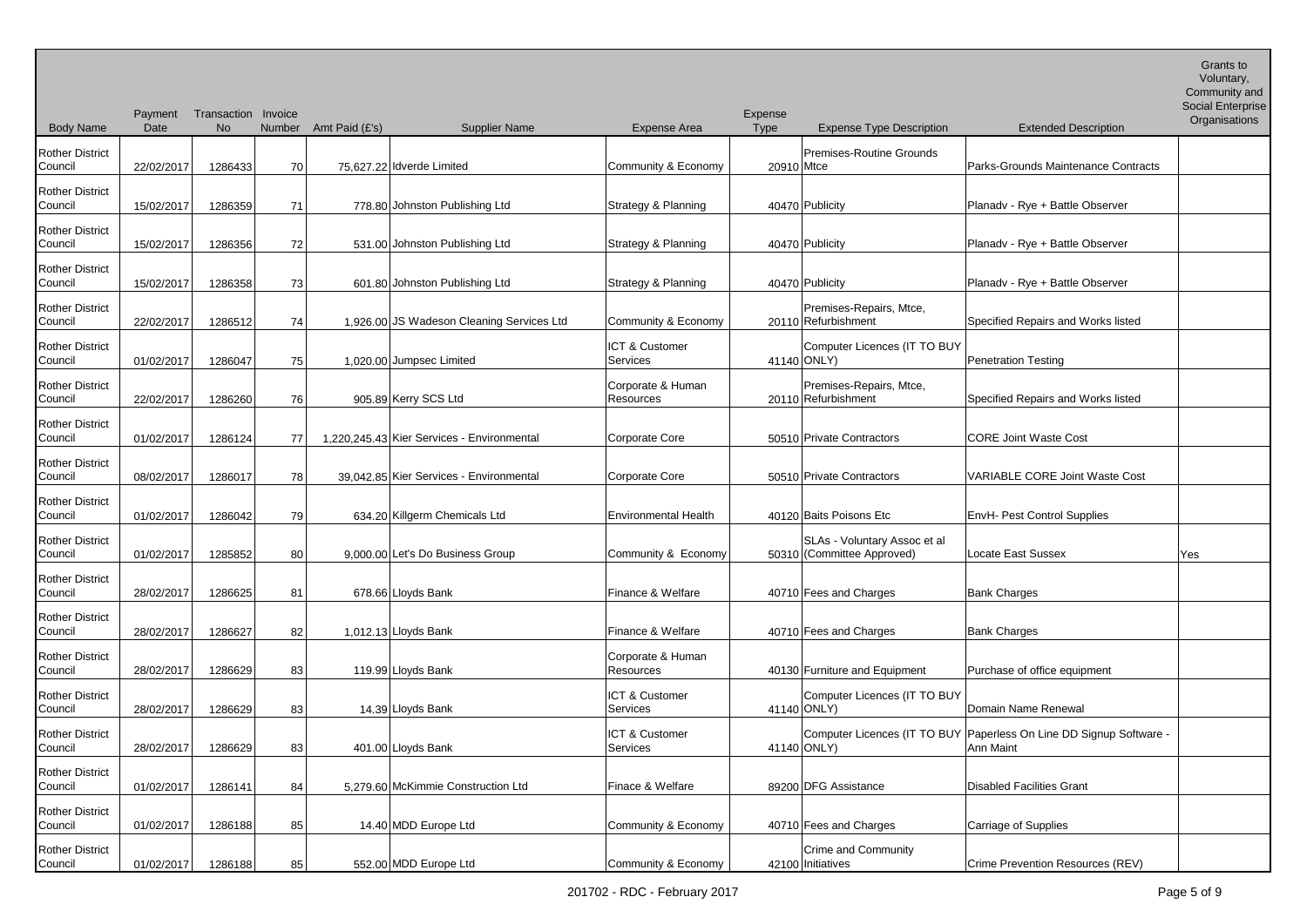| Body Name | Payment Date | Transaction No | Invoice Number | Amt Paid (£'s) | Supplier Name | Expense Area | Expense Type | Expense Type Description | Extended Description | Grants to Voluntary, Community and Social Enterprise Organisations |
|---|---|---|---|---|---|---|---|---|---|---|
| Rother District Council | 22/02/2017 | 1286433 | 70 | 75,627.22 | Idverde Limited | Community & Economy | 20910 | Premises-Routine Grounds Mtce | Parks-Grounds Maintenance Contracts | |
| Rother District Council | 15/02/2017 | 1286359 | 71 | 778.80 | Johnston Publishing Ltd | Strategy & Planning | 40470 | Publicity | Planadv - Rye + Battle Observer | |
| Rother District Council | 15/02/2017 | 1286356 | 72 | 531.00 | Johnston Publishing Ltd | Strategy & Planning | 40470 | Publicity | Planadv - Rye + Battle Observer | |
| Rother District Council | 15/02/2017 | 1286358 | 73 | 601.80 | Johnston Publishing Ltd | Strategy & Planning | 40470 | Publicity | Planadv - Rye + Battle Observer | |
| Rother District Council | 22/02/2017 | 1286512 | 74 | 1,926.00 | JS Wadeson Cleaning Services Ltd | Community & Economy | 20110 | Premises-Repairs, Mtce, Refurbishment | Specified Repairs and Works listed | |
| Rother District Council | 01/02/2017 | 1286047 | 75 | 1,020.00 | Jumpsec Limited | ICT & Customer Services | 41140 | Computer Licences (IT TO BUY ONLY) | Penetration Testing | |
| Rother District Council | 22/02/2017 | 1286260 | 76 | 905.89 | Kerry SCS Ltd | Corporate & Human Resources | 20110 | Premises-Repairs, Mtce, Refurbishment | Specified Repairs and Works listed | |
| Rother District Council | 01/02/2017 | 1286124 | 77 | 1,220,245.43 | Kier Services - Environmental | Corporate Core | 50510 | Private Contractors | CORE Joint Waste Cost | |
| Rother District Council | 08/02/2017 | 1286017 | 78 | 39,042.85 | Kier Services - Environmental | Corporate Core | 50510 | Private Contractors | VARIABLE CORE Joint Waste Cost | |
| Rother District Council | 01/02/2017 | 1286042 | 79 | 634.20 | Killgerm Chemicals Ltd | Environmental Health | 40120 | Baits Poisons Etc | EnvH- Pest Control Supplies | |
| Rother District Council | 01/02/2017 | 1285852 | 80 | 9,000.00 | Let's Do Business Group | Community & Economy | 50310 | SLAs - Voluntary Assoc et al (Committee Approved) | Locate East Sussex | Yes |
| Rother District Council | 28/02/2017 | 1286625 | 81 | 678.66 | Lloyds Bank | Finance & Welfare | 40710 | Fees and Charges | Bank Charges | |
| Rother District Council | 28/02/2017 | 1286627 | 82 | 1,012.13 | Lloyds Bank | Finance & Welfare | 40710 | Fees and Charges | Bank Charges | |
| Rother District Council | 28/02/2017 | 1286629 | 83 | 119.99 | Lloyds Bank | Corporate & Human Resources | 40130 | Furniture and Equipment | Purchase of office equipment | |
| Rother District Council | 28/02/2017 | 1286629 | 83 | 14.39 | Lloyds Bank | ICT & Customer Services | 41140 | Computer Licences (IT TO BUY ONLY) | Domain Name Renewal | |
| Rother District Council | 28/02/2017 | 1286629 | 83 | 401.00 | Lloyds Bank | ICT & Customer Services | 41140 | Computer Licences (IT TO BUY ONLY) | Paperless On Line DD Signup Software - Ann Maint | |
| Rother District Council | 01/02/2017 | 1286141 | 84 | 5,279.60 | McKimmie Construction Ltd | Finace & Welfare | 89200 | DFG Assistance | Disabled Facilities Grant | |
| Rother District Council | 01/02/2017 | 1286188 | 85 | 14.40 | MDD Europe Ltd | Community & Economy | 40710 | Fees and Charges | Carriage of Supplies | |
| Rother District Council | 01/02/2017 | 1286188 | 85 | 552.00 | MDD Europe Ltd | Community & Economy | 42100 | Crime and Community Initiatives | Crime Prevention Resources (REV) | |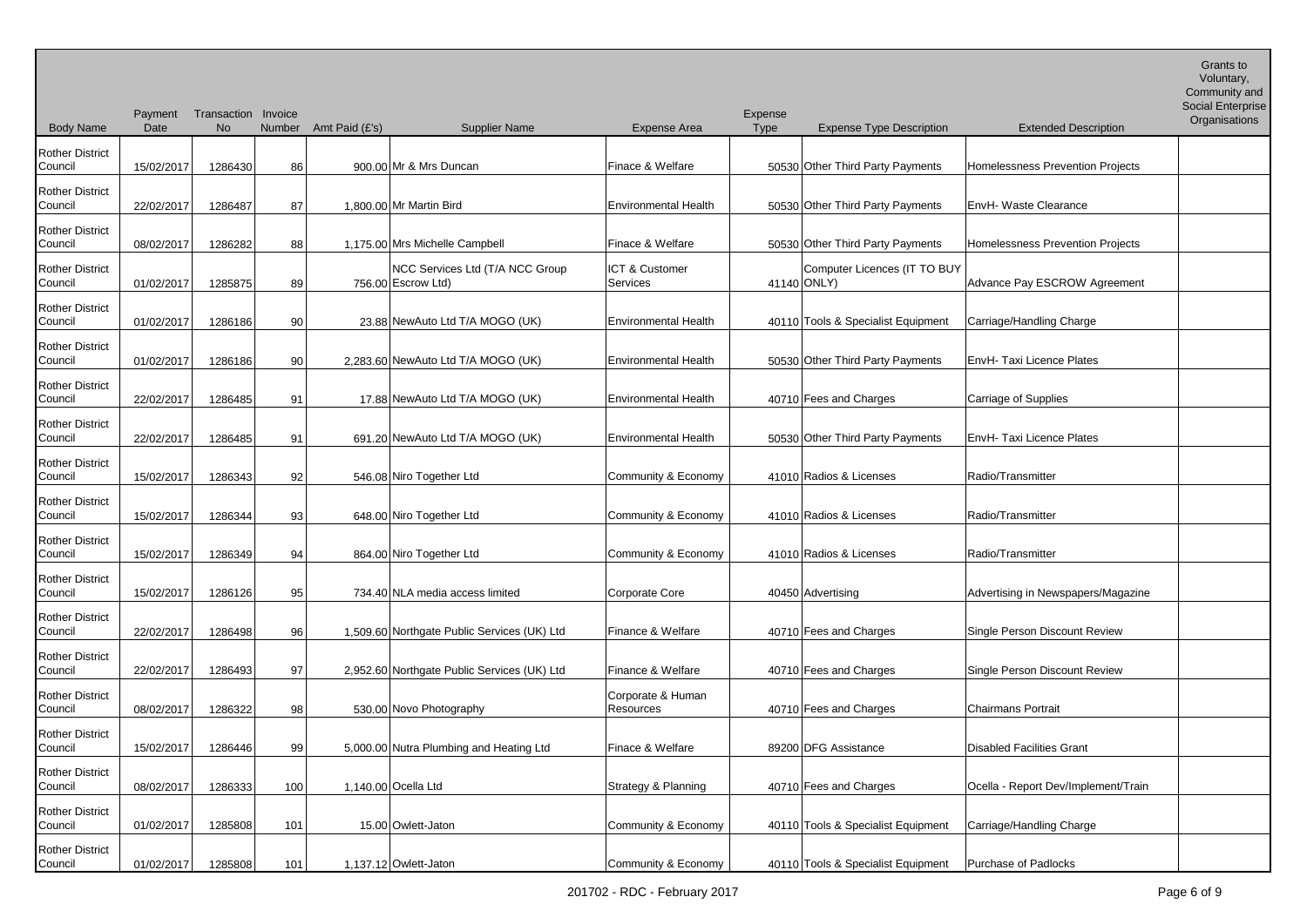| Body Name | Payment Date | Transaction No | Invoice Number | Amt Paid (£'s) | Supplier Name | Expense Area | Expense Type | Expense Type Description | Extended Description | Grants to Voluntary, Community and Social Enterprise Organisations |
|---|---|---|---|---|---|---|---|---|---|---|
| Rother District Council | 15/02/2017 | 1286430 | 86 | 900.00 | Mr & Mrs Duncan | Finace & Welfare | 50530 | Other Third Party Payments | Homelessness Prevention Projects | |
| Rother District Council | 22/02/2017 | 1286487 | 87 | 1,800.00 | Mr Martin Bird | Environmental Health | 50530 | Other Third Party Payments | EnvH- Waste Clearance | |
| Rother District Council | 08/02/2017 | 1286282 | 88 | 1,175.00 | Mrs Michelle Campbell | Finace & Welfare | 50530 | Other Third Party Payments | Homelessness Prevention Projects | |
| Rother District Council | 01/02/2017 | 1285875 | 89 | 756.00 | NCC Services Ltd (T/A NCC Group Escrow Ltd) | ICT & Customer Services | 41140 | Computer Licences (IT TO BUY ONLY) | Advance Pay ESCROW Agreement | |
| Rother District Council | 01/02/2017 | 1286186 | 90 | 23.88 | NewAuto Ltd T/A MOGO (UK) | Environmental Health | 40110 | Tools & Specialist Equipment | Carriage/Handling Charge | |
| Rother District Council | 01/02/2017 | 1286186 | 90 | 2,283.60 | NewAuto Ltd T/A MOGO (UK) | Environmental Health | 50530 | Other Third Party Payments | EnvH- Taxi Licence Plates | |
| Rother District Council | 22/02/2017 | 1286485 | 91 | 17.88 | NewAuto Ltd T/A MOGO (UK) | Environmental Health | 40710 | Fees and Charges | Carriage of Supplies | |
| Rother District Council | 22/02/2017 | 1286485 | 91 | 691.20 | NewAuto Ltd T/A MOGO (UK) | Environmental Health | 50530 | Other Third Party Payments | EnvH- Taxi Licence Plates | |
| Rother District Council | 15/02/2017 | 1286343 | 92 | 546.08 | Niro Together Ltd | Community & Economy | 41010 | Radios & Licenses | Radio/Transmitter | |
| Rother District Council | 15/02/2017 | 1286344 | 93 | 648.00 | Niro Together Ltd | Community & Economy | 41010 | Radios & Licenses | Radio/Transmitter | |
| Rother District Council | 15/02/2017 | 1286349 | 94 | 864.00 | Niro Together Ltd | Community & Economy | 41010 | Radios & Licenses | Radio/Transmitter | |
| Rother District Council | 15/02/2017 | 1286126 | 95 | 734.40 | NLA media access limited | Corporate Core | 40450 | Advertising | Advertising in Newspapers/Magazine | |
| Rother District Council | 22/02/2017 | 1286498 | 96 | 1,509.60 | Northgate Public Services (UK) Ltd | Finance & Welfare | 40710 | Fees and Charges | Single Person Discount Review | |
| Rother District Council | 22/02/2017 | 1286493 | 97 | 2,952.60 | Northgate Public Services (UK) Ltd | Finance & Welfare | 40710 | Fees and Charges | Single Person Discount Review | |
| Rother District Council | 08/02/2017 | 1286322 | 98 | 530.00 | Novo Photography | Corporate & Human Resources | 40710 | Fees and Charges | Chairmans Portrait | |
| Rother District Council | 15/02/2017 | 1286446 | 99 | 5,000.00 | Nutra Plumbing and Heating Ltd | Finace & Welfare | 89200 | DFG Assistance | Disabled Facilities Grant | |
| Rother District Council | 08/02/2017 | 1286333 | 100 | 1,140.00 | Ocella Ltd | Strategy & Planning | 40710 | Fees and Charges | Ocella - Report Dev/Implement/Train | |
| Rother District Council | 01/02/2017 | 1285808 | 101 | 15.00 | Owlett-Jaton | Community & Economy | 40110 | Tools & Specialist Equipment | Carriage/Handling Charge | |
| Rother District Council | 01/02/2017 | 1285808 | 101 | 1,137.12 | Owlett-Jaton | Community & Economy | 40110 | Tools & Specialist Equipment | Purchase of Padlocks | |

201702 - RDC - February 2017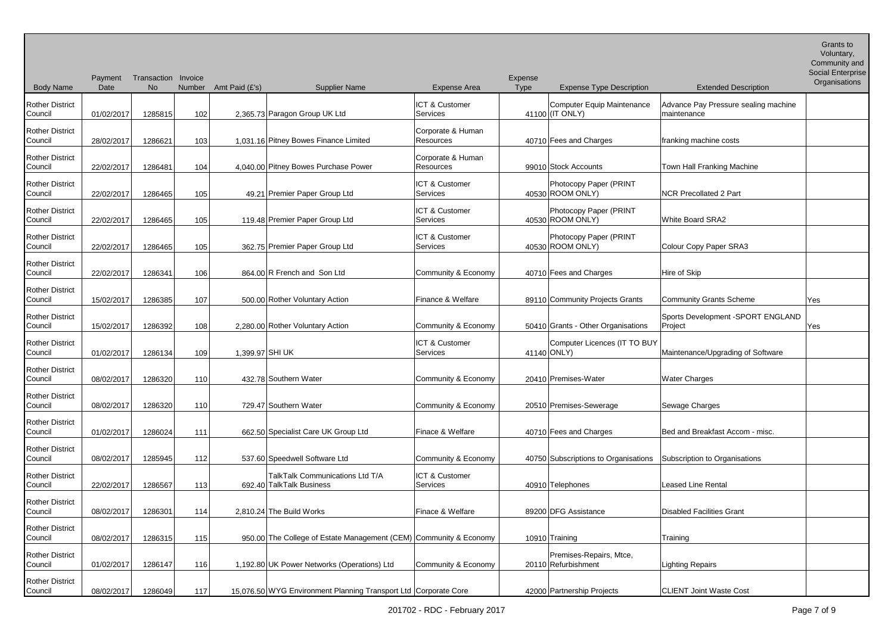| Body Name | Payment Date | Transaction No | Invoice Number | Amt Paid (£'s) | Supplier Name | Expense Area | Expense Type | Expense Type Description | Extended Description | Grants to Voluntary, Community and Social Enterprise Organisations |
|---|---|---|---|---|---|---|---|---|---|---|
| Rother District Council | 01/02/2017 | 1285815 | 102 | 2,365.73 | Paragon Group UK Ltd | ICT & Customer Services | 41100 | Computer Equip Maintenance (IT ONLY) | Advance Pay Pressure sealing machine maintenance | |
| Rother District Council | 28/02/2017 | 1286621 | 103 | 1,031.16 | Pitney Bowes Finance Limited | Corporate & Human Resources | 40710 | Fees and Charges | franking machine costs | |
| Rother District Council | 22/02/2017 | 1286481 | 104 | 4,040.00 | Pitney Bowes Purchase Power | Corporate & Human Resources | 99010 | Stock Accounts | Town Hall Franking Machine | |
| Rother District Council | 22/02/2017 | 1286465 | 105 | 49.21 | Premier Paper Group Ltd | ICT & Customer Services | 40530 | Photocopy Paper (PRINT ROOM ONLY) | NCR Precollated 2 Part | |
| Rother District Council | 22/02/2017 | 1286465 | 105 | 119.48 | Premier Paper Group Ltd | ICT & Customer Services | 40530 | Photocopy Paper (PRINT ROOM ONLY) | White Board SRA2 | |
| Rother District Council | 22/02/2017 | 1286465 | 105 | 362.75 | Premier Paper Group Ltd | ICT & Customer Services | 40530 | Photocopy Paper (PRINT ROOM ONLY) | Colour Copy Paper SRA3 | |
| Rother District Council | 22/02/2017 | 1286341 | 106 | 864.00 | R French and Son Ltd | Community & Economy | 40710 | Fees and Charges | Hire of Skip | |
| Rother District Council | 15/02/2017 | 1286385 | 107 | 500.00 | Rother Voluntary Action | Finance & Welfare | 89110 | Community Projects Grants | Community Grants Scheme | Yes |
| Rother District Council | 15/02/2017 | 1286392 | 108 | 2,280.00 | Rother Voluntary Action | Community & Economy | 50410 | Grants - Other Organisations | Sports Development -SPORT ENGLAND Project | Yes |
| Rother District Council | 01/02/2017 | 1286134 | 109 | 1,399.97 | SHI UK | ICT & Customer Services | 41140 | Computer Licences (IT TO BUY ONLY) | Maintenance/Upgrading of Software | |
| Rother District Council | 08/02/2017 | 1286320 | 110 | 432.78 | Southern Water | Community & Economy | 20410 | Premises-Water | Water Charges | |
| Rother District Council | 08/02/2017 | 1286320 | 110 | 729.47 | Southern Water | Community & Economy | 20510 | Premises-Sewerage | Sewage Charges | |
| Rother District Council | 01/02/2017 | 1286024 | 111 | 662.50 | Specialist Care UK Group Ltd | Finace & Welfare | 40710 | Fees and Charges | Bed and Breakfast Accom - misc. | |
| Rother District Council | 08/02/2017 | 1285945 | 112 | 537.60 | Speedwell Software Ltd | Community & Economy | 40750 | Subscriptions to Organisations | Subscription to Organisations | |
| Rother District Council | 22/02/2017 | 1286567 | 113 | 692.40 | TalkTalk Communications Ltd T/A TalkTalk Business | ICT & Customer Services | 40910 | Telephones | Leased Line Rental | |
| Rother District Council | 08/02/2017 | 1286301 | 114 | 2,810.24 | The Build Works | Finace & Welfare | 89200 | DFG Assistance | Disabled Facilities Grant | |
| Rother District Council | 08/02/2017 | 1286315 | 115 | 950.00 | The College of Estate Management (CEM) | Community & Economy | 10910 | Training | Training | |
| Rother District Council | 01/02/2017 | 1286147 | 116 | 1,192.80 | UK Power Networks (Operations) Ltd | Community & Economy | 20110 | Premises-Repairs, Mtce, Refurbishment | Lighting Repairs | |
| Rother District Council | 08/02/2017 | 1286049 | 117 | 15,076.50 | WYG Environment Planning Transport Ltd | Corporate Core | 42000 | Partnership Projects | CLIENT Joint Waste Cost | |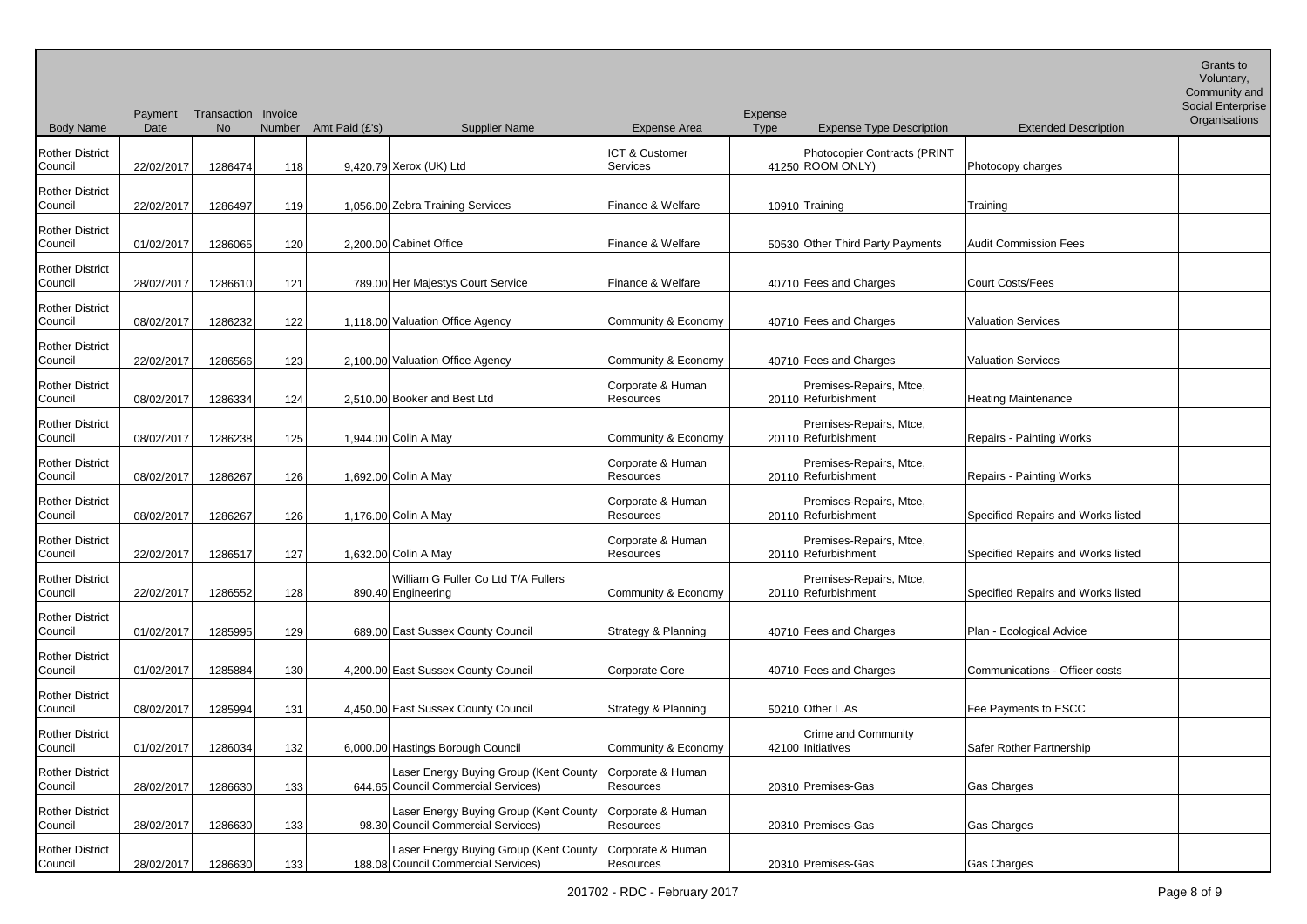| Body Name | Payment Date | Transaction No | Invoice Number | Amt Paid (£'s) | Supplier Name | Expense Area | Expense Type | Expense Type Description | Extended Description | Grants to Voluntary, Community and Social Enterprise Organisations |
|---|---|---|---|---|---|---|---|---|---|---|
| Rother District Council | 22/02/2017 | 1286474 | 118 | 9,420.79 | Xerox (UK) Ltd | ICT & Customer Services | 41250 | Photocopier Contracts (PRINT ROOM ONLY) | Photocopy charges | |
| Rother District Council | 22/02/2017 | 1286497 | 119 | 1,056.00 | Zebra Training Services | Finance & Welfare | 10910 | Training | Training | |
| Rother District Council | 01/02/2017 | 1286065 | 120 | 2,200.00 | Cabinet Office | Finance & Welfare | 50530 | Other Third Party Payments | Audit Commission Fees | |
| Rother District Council | 28/02/2017 | 1286610 | 121 | 789.00 | Her Majestys Court Service | Finance & Welfare | 40710 | Fees and Charges | Court Costs/Fees | |
| Rother District Council | 08/02/2017 | 1286232 | 122 | 1,118.00 | Valuation Office Agency | Community & Economy | 40710 | Fees and Charges | Valuation Services | |
| Rother District Council | 22/02/2017 | 1286566 | 123 | 2,100.00 | Valuation Office Agency | Community & Economy | 40710 | Fees and Charges | Valuation Services | |
| Rother District Council | 08/02/2017 | 1286334 | 124 | 2,510.00 | Booker and Best Ltd | Corporate & Human Resources | 20110 | Premises-Repairs, Mtce, Refurbishment | Heating Maintenance | |
| Rother District Council | 08/02/2017 | 1286238 | 125 | 1,944.00 | Colin A May | Community & Economy | 20110 | Premises-Repairs, Mtce, Refurbishment | Repairs - Painting Works | |
| Rother District Council | 08/02/2017 | 1286267 | 126 | 1,692.00 | Colin A May | Corporate & Human Resources | 20110 | Premises-Repairs, Mtce, Refurbishment | Repairs - Painting Works | |
| Rother District Council | 08/02/2017 | 1286267 | 126 | 1,176.00 | Colin A May | Corporate & Human Resources | 20110 | Premises-Repairs, Mtce, Refurbishment | Specified Repairs and Works listed | |
| Rother District Council | 22/02/2017 | 1286517 | 127 | 1,632.00 | Colin A May | Corporate & Human Resources | 20110 | Premises-Repairs, Mtce, Refurbishment | Specified Repairs and Works listed | |
| Rother District Council | 22/02/2017 | 1286552 | 128 | 890.40 | William G Fuller Co Ltd T/A Fullers Engineering | Community & Economy | 20110 | Premises-Repairs, Mtce, Refurbishment | Specified Repairs and Works listed | |
| Rother District Council | 01/02/2017 | 1285995 | 129 | 689.00 | East Sussex County Council | Strategy & Planning | 40710 | Fees and Charges | Plan - Ecological Advice | |
| Rother District Council | 01/02/2017 | 1285884 | 130 | 4,200.00 | East Sussex County Council | Corporate Core | 40710 | Fees and Charges | Communications - Officer costs | |
| Rother District Council | 08/02/2017 | 1285994 | 131 | 4,450.00 | East Sussex County Council | Strategy & Planning | 50210 | Other L.As | Fee Payments to ESCC | |
| Rother District Council | 01/02/2017 | 1286034 | 132 | 6,000.00 | Hastings Borough Council | Community & Economy | 42100 | Crime and Community Initiatives | Safer Rother Partnership | |
| Rother District Council | 28/02/2017 | 1286630 | 133 | 644.65 | Laser Energy Buying Group (Kent County Council Commercial Services) | Corporate & Human Resources | 20310 | Premises-Gas | Gas Charges | |
| Rother District Council | 28/02/2017 | 1286630 | 133 | 98.30 | Laser Energy Buying Group (Kent County Council Commercial Services) | Corporate & Human Resources | 20310 | Premises-Gas | Gas Charges | |
| Rother District Council | 28/02/2017 | 1286630 | 133 | 188.08 | Laser Energy Buying Group (Kent County Council Commercial Services) | Corporate & Human Resources | 20310 | Premises-Gas | Gas Charges | |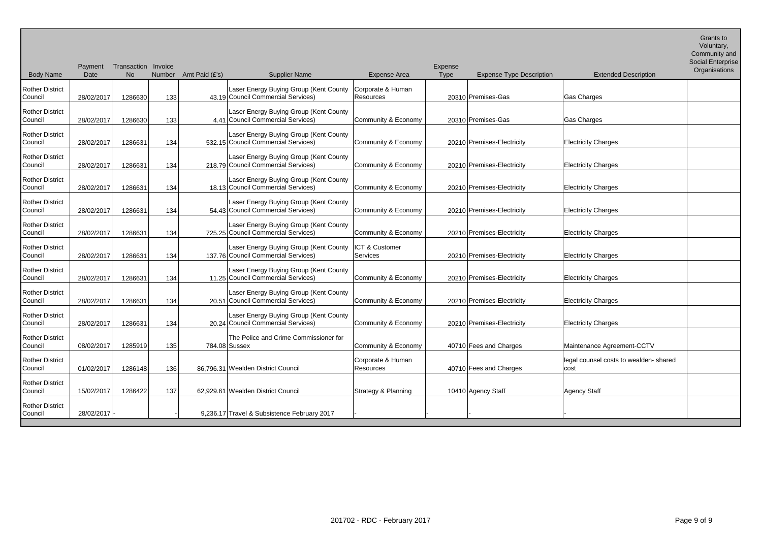| Body Name | Payment Date | Transaction No | Invoice Number | Amt Paid (£'s) | Supplier Name | Expense Area | Expense Type | Expense Type Description | Extended Description | Grants to Voluntary, Community and Social Enterprise Organisations |
|---|---|---|---|---|---|---|---|---|---|---|
| Rother District Council | 28/02/2017 | 1286630 | 133 | 43.19 | Laser Energy Buying Group (Kent County Council Commercial Services) | Corporate & Human Resources | 20310 | Premises-Gas | Gas Charges | |
| Rother District Council | 28/02/2017 | 1286630 | 133 | 4.41 | Laser Energy Buying Group (Kent County Council Commercial Services) | Community & Economy | 20310 | Premises-Gas | Gas Charges | |
| Rother District Council | 28/02/2017 | 1286631 | 134 | 532.15 | Laser Energy Buying Group (Kent County Council Commercial Services) | Community & Economy | 20210 | Premises-Electricity | Electricity Charges | |
| Rother District Council | 28/02/2017 | 1286631 | 134 | 218.79 | Laser Energy Buying Group (Kent County Council Commercial Services) | Community & Economy | 20210 | Premises-Electricity | Electricity Charges | |
| Rother District Council | 28/02/2017 | 1286631 | 134 | 18.13 | Laser Energy Buying Group (Kent County Council Commercial Services) | Community & Economy | 20210 | Premises-Electricity | Electricity Charges | |
| Rother District Council | 28/02/2017 | 1286631 | 134 | 54.43 | Laser Energy Buying Group (Kent County Council Commercial Services) | Community & Economy | 20210 | Premises-Electricity | Electricity Charges | |
| Rother District Council | 28/02/2017 | 1286631 | 134 | 725.25 | Laser Energy Buying Group (Kent County Council Commercial Services) | Community & Economy | 20210 | Premises-Electricity | Electricity Charges | |
| Rother District Council | 28/02/2017 | 1286631 | 134 | 137.76 | Laser Energy Buying Group (Kent County Council Commercial Services) | ICT & Customer Services | 20210 | Premises-Electricity | Electricity Charges | |
| Rother District Council | 28/02/2017 | 1286631 | 134 | 11.25 | Laser Energy Buying Group (Kent County Council Commercial Services) | Community & Economy | 20210 | Premises-Electricity | Electricity Charges | |
| Rother District Council | 28/02/2017 | 1286631 | 134 | 20.51 | Laser Energy Buying Group (Kent County Council Commercial Services) | Community & Economy | 20210 | Premises-Electricity | Electricity Charges | |
| Rother District Council | 28/02/2017 | 1286631 | 134 | 20.24 | Laser Energy Buying Group (Kent County Council Commercial Services) | Community & Economy | 20210 | Premises-Electricity | Electricity Charges | |
| Rother District Council | 08/02/2017 | 1285919 | 135 | 784.08 | The Police and Crime Commissioner for Sussex | Community & Economy | 40710 | Fees and Charges | Maintenance Agreement-CCTV | |
| Rother District Council | 01/02/2017 | 1286148 | 136 | 86,796.31 | Wealden District Council | Corporate & Human Resources | 40710 | Fees and Charges | legal counsel costs to wealden- shared cost | |
| Rother District Council | 15/02/2017 | 1286422 | 137 | 62,929.61 | Wealden District Council | Strategy & Planning | 10410 | Agency Staff | Agency Staff | |
| Rother District Council | 28/02/2017 | - | - | 9,236.17 | Travel & Subsistence February 2017 | - | - | - | - | |